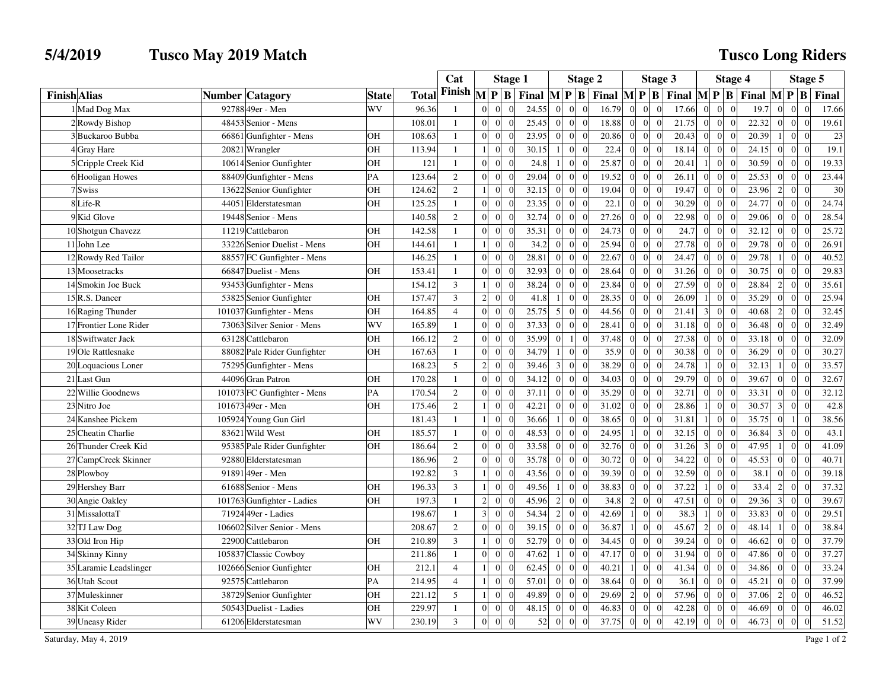# 5/4/2019 Tusco May 2019 Match

## Tusco Long Riders

| Finish | Alias | Number | Catagory | State | Total | Cat Finish | Stage 1 | | | | Stage 2 | | | | Stage 3 | | | | Stage 4 | | | | Stage 5 | | | |
|---|---|---|---|---|---|---|---|---|---|---|---|---|---|---|---|---|---|---|---|---|---|---|---|---|---|---|
| | | | | | | | M | P | B | Final | M | P | B | Final | M | P | B | Final | M | P | B | Final | M | P | B | Final |
| 1 | Mad Dog Max | 92788 | 49er - Men | WV | 96.36 | 1 | 0 | 0 | 0 | 24.55 | 0 | 0 | 0 | 16.79 | 0 | 0 | 0 | 17.66 | 0 | 0 | 0 | 19.7 | 0 | 0 | 0 | 17.66 |
| 2 | Rowdy Bishop | 48453 | Senior - Mens | | 108.01 | 1 | 0 | 0 | 0 | 25.45 | 0 | 0 | 0 | 18.88 | 0 | 0 | 0 | 21.75 | 0 | 0 | 0 | 22.32 | 0 | 0 | 0 | 19.61 |
| 3 | Buckaroo Bubba | 66861 | Gunfighter - Mens | OH | 108.63 | 1 | 0 | 0 | 0 | 23.95 | 0 | 0 | 0 | 20.86 | 0 | 0 | 0 | 20.43 | 0 | 0 | 0 | 20.39 | 1 | 0 | 0 | 23 |
| 4 | Gray Hare | 20821 | Wrangler | OH | 113.94 | 1 | 1 | 0 | 0 | 30.15 | 1 | 0 | 0 | 22.4 | 0 | 0 | 0 | 18.14 | 0 | 0 | 0 | 24.15 | 0 | 0 | 0 | 19.1 |
| 5 | Cripple Creek Kid | 10614 | Senior Gunfighter | OH | 121 | 1 | 0 | 0 | 0 | 24.8 | 1 | 0 | 0 | 25.87 | 0 | 0 | 0 | 20.41 | 1 | 0 | 0 | 30.59 | 0 | 0 | 0 | 19.33 |
| 6 | Hooligan Howes | 88409 | Gunfighter - Mens | PA | 123.64 | 2 | 0 | 0 | 0 | 29.04 | 0 | 0 | 0 | 19.52 | 0 | 0 | 0 | 26.11 | 0 | 0 | 0 | 25.53 | 0 | 0 | 0 | 23.44 |
| 7 | Swiss | 13622 | Senior Gunfighter | OH | 124.62 | 2 | 1 | 0 | 0 | 32.15 | 0 | 0 | 0 | 19.04 | 0 | 0 | 0 | 19.47 | 0 | 0 | 0 | 23.96 | 2 | 0 | 0 | 30 |
| 8 | Life-R | 44051 | Elderstatesman | OH | 125.25 | 1 | 0 | 0 | 0 | 23.35 | 0 | 0 | 0 | 22.1 | 0 | 0 | 0 | 30.29 | 0 | 0 | 0 | 24.77 | 0 | 0 | 0 | 24.74 |
| 9 | Kid Glove | 19448 | Senior - Mens | | 140.58 | 2 | 0 | 0 | 0 | 32.74 | 0 | 0 | 0 | 27.26 | 0 | 0 | 0 | 22.98 | 0 | 0 | 0 | 29.06 | 0 | 0 | 0 | 28.54 |
| 10 | Shotgun Chavezz | 11219 | Cattlebaron | OH | 142.58 | 1 | 0 | 0 | 0 | 35.31 | 0 | 0 | 0 | 24.73 | 0 | 0 | 0 | 24.7 | 0 | 0 | 0 | 32.12 | 0 | 0 | 0 | 25.72 |
| 11 | John Lee | 33226 | Senior Duelist - Mens | OH | 144.61 | 1 | 1 | 0 | 0 | 34.2 | 0 | 0 | 0 | 25.94 | 0 | 0 | 0 | 27.78 | 0 | 0 | 0 | 29.78 | 0 | 0 | 0 | 26.91 |
| 12 | Rowdy Red Tailor | 88557 | FC Gunfighter - Mens | | 146.25 | 1 | 0 | 0 | 0 | 28.81 | 0 | 0 | 0 | 22.67 | 0 | 0 | 0 | 24.47 | 0 | 0 | 0 | 29.78 | 1 | 0 | 0 | 40.52 |
| 13 | Moosetracks | 66847 | Duelist - Mens | OH | 153.41 | 1 | 0 | 0 | 0 | 32.93 | 0 | 0 | 0 | 28.64 | 0 | 0 | 0 | 31.26 | 0 | 0 | 0 | 30.75 | 0 | 0 | 0 | 29.83 |
| 14 | Smokin Joe Buck | 93453 | Gunfighter - Mens | | 154.12 | 3 | 1 | 0 | 0 | 38.24 | 0 | 0 | 0 | 23.84 | 0 | 0 | 0 | 27.59 | 0 | 0 | 0 | 28.84 | 2 | 0 | 0 | 35.61 |
| 15 | R.S. Dancer | 53825 | Senior Gunfighter | OH | 157.47 | 3 | 2 | 0 | 0 | 41.8 | 1 | 0 | 0 | 28.35 | 0 | 0 | 0 | 26.09 | 1 | 0 | 0 | 35.29 | 0 | 0 | 0 | 25.94 |
| 16 | Raging Thunder | 101037 | Gunfighter - Mens | OH | 164.85 | 4 | 0 | 0 | 0 | 25.75 | 5 | 0 | 0 | 44.56 | 0 | 0 | 0 | 21.41 | 3 | 0 | 0 | 40.68 | 2 | 0 | 0 | 32.45 |
| 17 | Frontier Lone Rider | 73063 | Silver Senior - Mens | WV | 165.89 | 1 | 0 | 0 | 0 | 37.33 | 0 | 0 | 0 | 28.41 | 0 | 0 | 0 | 31.18 | 0 | 0 | 0 | 36.48 | 0 | 0 | 0 | 32.49 |
| 18 | Swiftwater Jack | 63128 | Cattlebaron | OH | 166.12 | 2 | 0 | 0 | 0 | 35.99 | 0 | 1 | 0 | 37.48 | 0 | 0 | 0 | 27.38 | 0 | 0 | 0 | 33.18 | 0 | 0 | 0 | 32.09 |
| 19 | Ole Rattlesnake | 88082 | Pale Rider Gunfighter | OH | 167.63 | 1 | 0 | 0 | 0 | 34.79 | 1 | 0 | 0 | 35.9 | 0 | 0 | 0 | 30.38 | 0 | 0 | 0 | 36.29 | 0 | 0 | 0 | 30.27 |
| 20 | Loquacious Loner | 75295 | Gunfighter - Mens | | 168.23 | 5 | 2 | 0 | 0 | 39.46 | 3 | 0 | 0 | 38.29 | 0 | 0 | 0 | 24.78 | 1 | 0 | 0 | 32.13 | 1 | 0 | 0 | 33.57 |
| 21 | Last Gun | 44096 | Gran Patron | OH | 170.28 | 1 | 0 | 0 | 0 | 34.12 | 0 | 0 | 0 | 34.03 | 0 | 0 | 0 | 29.79 | 0 | 0 | 0 | 39.67 | 0 | 0 | 0 | 32.67 |
| 22 | Willie Goodnews | 101073 | FC Gunfighter - Mens | PA | 170.54 | 2 | 0 | 0 | 0 | 37.11 | 0 | 0 | 0 | 35.29 | 0 | 0 | 0 | 32.71 | 0 | 0 | 0 | 33.31 | 0 | 0 | 0 | 32.12 |
| 23 | Nitro Joe | 101673 | 49er - Men | OH | 175.46 | 2 | 1 | 0 | 0 | 42.21 | 0 | 0 | 0 | 31.02 | 0 | 0 | 0 | 28.86 | 1 | 0 | 0 | 30.57 | 3 | 0 | 0 | 42.8 |
| 24 | Kanshee Pickem | 105924 | Young Gun Girl | | 181.43 | 1 | 1 | 0 | 0 | 36.66 | 1 | 0 | 0 | 38.65 | 0 | 0 | 0 | 31.81 | 1 | 0 | 0 | 35.75 | 0 | 1 | 0 | 38.56 |
| 25 | Cheatin Charlie | 83621 | Wild West | OH | 185.57 | 1 | 0 | 0 | 0 | 48.53 | 0 | 0 | 0 | 24.95 | 1 | 0 | 0 | 32.15 | 0 | 0 | 0 | 36.84 | 3 | 0 | 0 | 43.1 |
| 26 | Thunder Creek Kid | 95385 | Pale Rider Gunfighter | OH | 186.64 | 2 | 0 | 0 | 0 | 33.58 | 0 | 0 | 0 | 32.76 | 0 | 0 | 0 | 31.26 | 3 | 0 | 0 | 47.95 | 1 | 0 | 0 | 41.09 |
| 27 | CampCreek Skinner | 92880 | Elderstatesman | | 186.96 | 2 | 0 | 0 | 0 | 35.78 | 0 | 0 | 0 | 30.72 | 0 | 0 | 0 | 34.22 | 0 | 0 | 0 | 45.53 | 0 | 0 | 0 | 40.71 |
| 28 | Plowboy | 91891 | 49er - Men | | 192.82 | 3 | 1 | 0 | 0 | 43.56 | 0 | 0 | 0 | 39.39 | 0 | 0 | 0 | 32.59 | 0 | 0 | 0 | 38.1 | 0 | 0 | 0 | 39.18 |
| 29 | Hershey Barr | 61688 | Senior - Mens | OH | 196.33 | 3 | 1 | 0 | 0 | 49.56 | 1 | 0 | 0 | 38.83 | 0 | 0 | 0 | 37.22 | 1 | 0 | 0 | 33.4 | 2 | 0 | 0 | 37.32 |
| 30 | Angie Oakley | 101763 | Gunfighter - Ladies | OH | 197.3 | 1 | 2 | 0 | 0 | 45.96 | 2 | 0 | 0 | 34.8 | 2 | 0 | 0 | 47.51 | 0 | 0 | 0 | 29.36 | 3 | 0 | 0 | 39.67 |
| 31 | MissalottaT | 71924 | 49er - Ladies | | 198.67 | 1 | 3 | 0 | 0 | 54.34 | 2 | 0 | 0 | 42.69 | 1 | 0 | 0 | 38.3 | 1 | 0 | 0 | 33.83 | 0 | 0 | 0 | 29.51 |
| 32 | TJ Law Dog | 106602 | Silver Senior - Mens | | 208.67 | 2 | 0 | 0 | 0 | 39.15 | 0 | 0 | 0 | 36.87 | 1 | 0 | 0 | 45.67 | 2 | 0 | 0 | 48.14 | 1 | 0 | 0 | 38.84 |
| 33 | Old Iron Hip | 22900 | Cattlebaron | OH | 210.89 | 3 | 1 | 0 | 0 | 52.79 | 0 | 0 | 0 | 34.45 | 0 | 0 | 0 | 39.24 | 0 | 0 | 0 | 46.62 | 0 | 0 | 0 | 37.79 |
| 34 | Skinny Kinny | 105837 | Classic Cowboy | | 211.86 | 1 | 0 | 0 | 0 | 47.62 | 1 | 0 | 0 | 47.17 | 0 | 0 | 0 | 31.94 | 0 | 0 | 0 | 47.86 | 0 | 0 | 0 | 37.27 |
| 35 | Laramie Leadslinger | 102666 | Senior Gunfighter | OH | 212.1 | 4 | 1 | 0 | 0 | 62.45 | 0 | 0 | 0 | 40.21 | 1 | 0 | 0 | 41.34 | 0 | 0 | 0 | 34.86 | 0 | 0 | 0 | 33.24 |
| 36 | Utah Scout | 92575 | Cattlebaron | PA | 214.95 | 4 | 1 | 0 | 0 | 57.01 | 0 | 0 | 0 | 38.64 | 0 | 0 | 0 | 36.1 | 0 | 0 | 0 | 45.21 | 0 | 0 | 0 | 37.99 |
| 37 | Muleskinner | 38729 | Senior Gunfighter | OH | 221.12 | 5 | 1 | 0 | 0 | 49.89 | 0 | 0 | 0 | 29.69 | 2 | 0 | 0 | 57.96 | 0 | 0 | 0 | 37.06 | 2 | 0 | 0 | 46.52 |
| 38 | Kit Coleen | 50543 | Duelist - Ladies | OH | 229.97 | 1 | 0 | 0 | 0 | 48.15 | 0 | 0 | 0 | 46.83 | 0 | 0 | 0 | 42.28 | 0 | 0 | 0 | 46.69 | 0 | 0 | 0 | 46.02 |
| 39 | Uneasy Rider | 61206 | Elderstatesman | WV | 230.19 | 3 | 0 | 0 | 0 | 52 | 0 | 0 | 0 | 37.75 | 0 | 0 | 0 | 42.19 | 0 | 0 | 0 | 46.73 | 0 | 0 | 0 | 51.52 |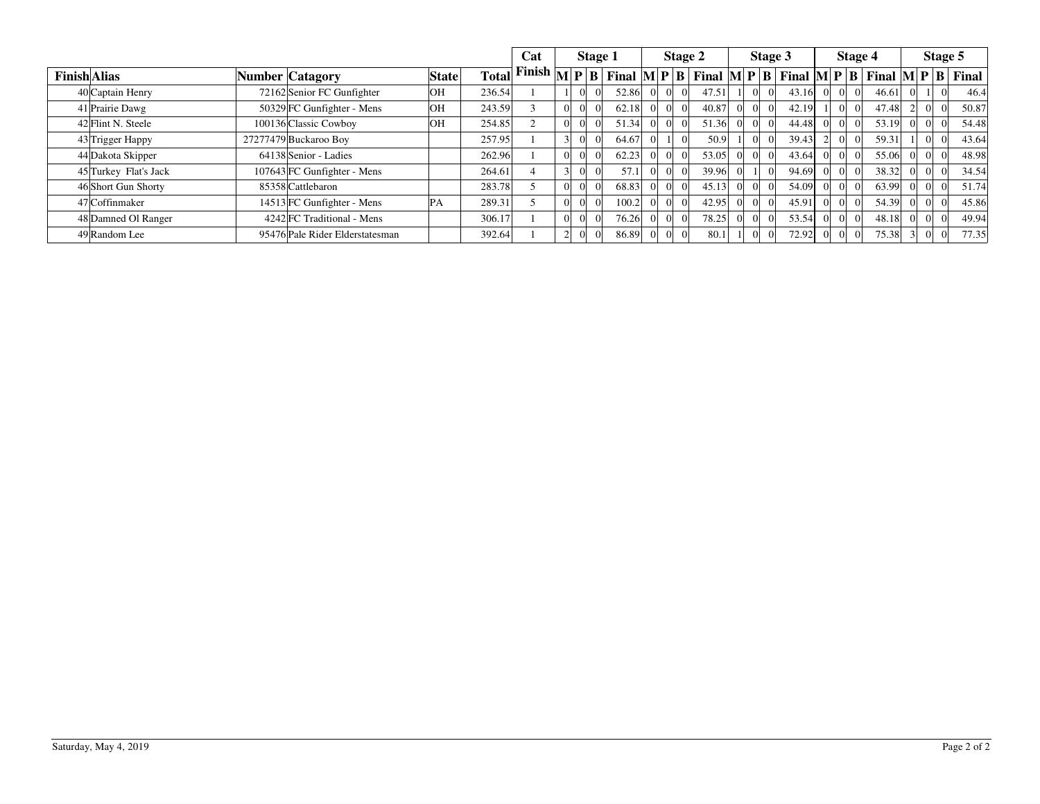| | | | | | | Cat | Stage 1 | | | | Stage 2 | | | | Stage 3 | | | | Stage 4 | | | | Stage 5 | | | |
|---|---|---|---|---|---|---|---|---|---|---|---|---|---|---|---|---|---|---|---|---|---|---|---|---|---|---|
| Finish | Alias | Number | Catagory | State | Total | Finish | M | P | B | Final | M | P | B | Final | M | P | B | Final | M | P | B | Final | M | P | B | Final |
| 40 | Captain Henry | 72162 | Senior FC Gunfighter | OH | 236.54 | 1 | 1 | 0 | 0 | 52.86 | 0 | 0 | 0 | 47.51 | 1 | 0 | 0 | 43.16 | 0 | 0 | 0 | 46.61 | 0 | 1 | 0 | 46.4 |
| 41 | Prairie Dawg | 50329 | FC Gunfighter - Mens | OH | 243.59 | 3 | 0 | 0 | 0 | 62.18 | 0 | 0 | 0 | 40.87 | 0 | 0 | 0 | 42.19 | 1 | 0 | 0 | 47.48 | 2 | 0 | 0 | 50.87 |
| 42 | Flint N. Steele | 100136 | Classic Cowboy | OH | 254.85 | 2 | 0 | 0 | 0 | 51.34 | 0 | 0 | 0 | 51.36 | 0 | 0 | 0 | 44.48 | 0 | 0 | 0 | 53.19 | 0 | 0 | 0 | 54.48 |
| 43 | Trigger Happy | 27277479 | Buckaroo Boy | | 257.95 | 1 | 3 | 0 | 0 | 64.67 | 0 | 1 | 0 | 50.9 | 1 | 0 | 0 | 39.43 | 2 | 0 | 0 | 59.31 | 1 | 0 | 0 | 43.64 |
| 44 | Dakota Skipper | 64138 | Senior - Ladies | | 262.96 | 1 | 0 | 0 | 0 | 62.23 | 0 | 0 | 0 | 53.05 | 0 | 0 | 0 | 43.64 | 0 | 0 | 0 | 55.06 | 0 | 0 | 0 | 48.98 |
| 45 | Turkey Flat's Jack | 107643 | FC Gunfighter - Mens | | 264.61 | 4 | 3 | 0 | 0 | 57.1 | 0 | 0 | 0 | 39.96 | 0 | 1 | 0 | 94.69 | 0 | 0 | 0 | 38.32 | 0 | 0 | 0 | 34.54 |
| 46 | Short Gun Shorty | 85358 | Cattlebaron | | 283.78 | 5 | 0 | 0 | 0 | 68.83 | 0 | 0 | 0 | 45.13 | 0 | 0 | 0 | 54.09 | 0 | 0 | 0 | 63.99 | 0 | 0 | 0 | 51.74 |
| 47 | Coffinmaker | 14513 | FC Gunfighter - Mens | PA | 289.31 | 5 | 0 | 0 | 0 | 100.2 | 0 | 0 | 0 | 42.95 | 0 | 0 | 0 | 45.91 | 0 | 0 | 0 | 54.39 | 0 | 0 | 0 | 45.86 |
| 48 | Damned Ol Ranger | 4242 | FC Traditional - Mens | | 306.17 | 1 | 0 | 0 | 0 | 76.26 | 0 | 0 | 0 | 78.25 | 0 | 0 | 0 | 53.54 | 0 | 0 | 0 | 48.18 | 0 | 0 | 0 | 49.94 |
| 49 | Random Lee | 95476 | Pale Rider Elderstatesman | | 392.64 | 1 | 2 | 0 | 0 | 86.89 | 0 | 0 | 0 | 80.1 | 1 | 0 | 0 | 72.92 | 0 | 0 | 0 | 75.38 | 3 | 0 | 0 | 77.35 |

Saturday, May 4, 2019